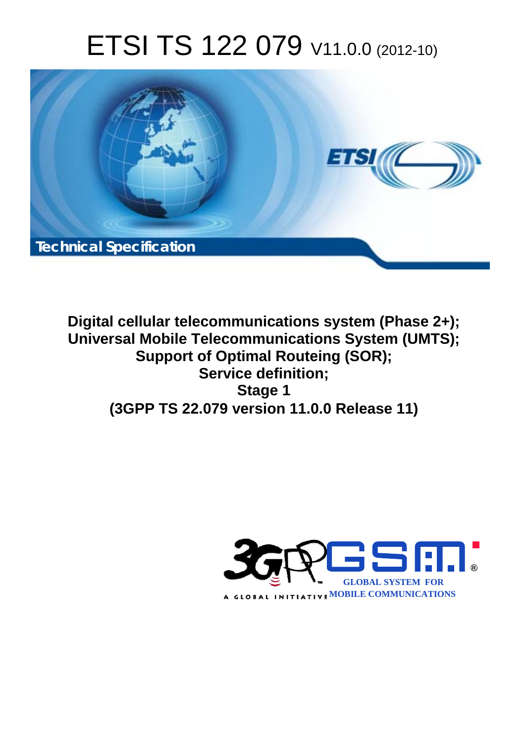# ETSI TS 122 079 V11.0.0 (2012-10)

Technical Specification

**Digital cellular telecommunications system (Phase 2+);**
**Universal Mobile Telecommunications System (UMTS);**
**Support of Optimal Routeing (SOR);**
**Service definition;**
**Stage 1**
**(3GPP TS 22.079 version 11.0.0 Release 11)**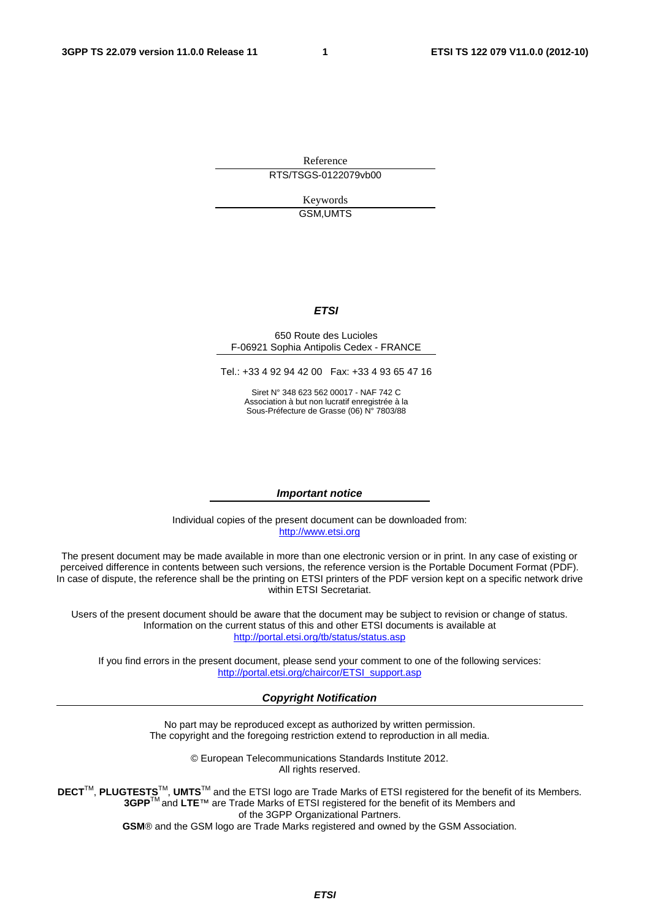Reference

RTS/TSGS-0122079vb00

Keywords

GSM,UMTS

***ETSI***

650 Route des Lucioles
F-06921 Sophia Antipolis Cedex - FRANCE

Tel.: +33 4 92 94 42 00 Fax: +33 4 93 65 47 16

Siret N° 348 623 562 00017 - NAF 742 C
Association à but non lucratif enregistrée à la
Sous-Préfecture de Grasse (06) N° 7803/88

***Important notice***

Individual copies of the present document can be downloaded from:
http://www.etsi.org

The present document may be made available in more than one electronic version or in print. In any case of existing or perceived difference in contents between such versions, the reference version is the Portable Document Format (PDF). In case of dispute, the reference shall be the printing on ETSI printers of the PDF version kept on a specific network drive within ETSI Secretariat.

Users of the present document should be aware that the document may be subject to revision or change of status. Information on the current status of this and other ETSI documents is available at
http://portal.etsi.org/tb/status/status.asp

If you find errors in the present document, please send your comment to one of the following services:
http://portal.etsi.org/chaircor/ETSI_support.asp

***Copyright Notification***

No part may be reproduced except as authorized by written permission.
The copyright and the foregoing restriction extend to reproduction in all media.

© European Telecommunications Standards Institute 2012.
All rights reserved.

**DECT**™, **PLUGTESTS**™, **UMTS**™ and the ETSI logo are Trade Marks of ETSI registered for the benefit of its Members.
**3GPP**™ and **LTE**™ are Trade Marks of ETSI registered for the benefit of its Members and of the 3GPP Organizational Partners.
**GSM**® and the GSM logo are Trade Marks registered and owned by the GSM Association.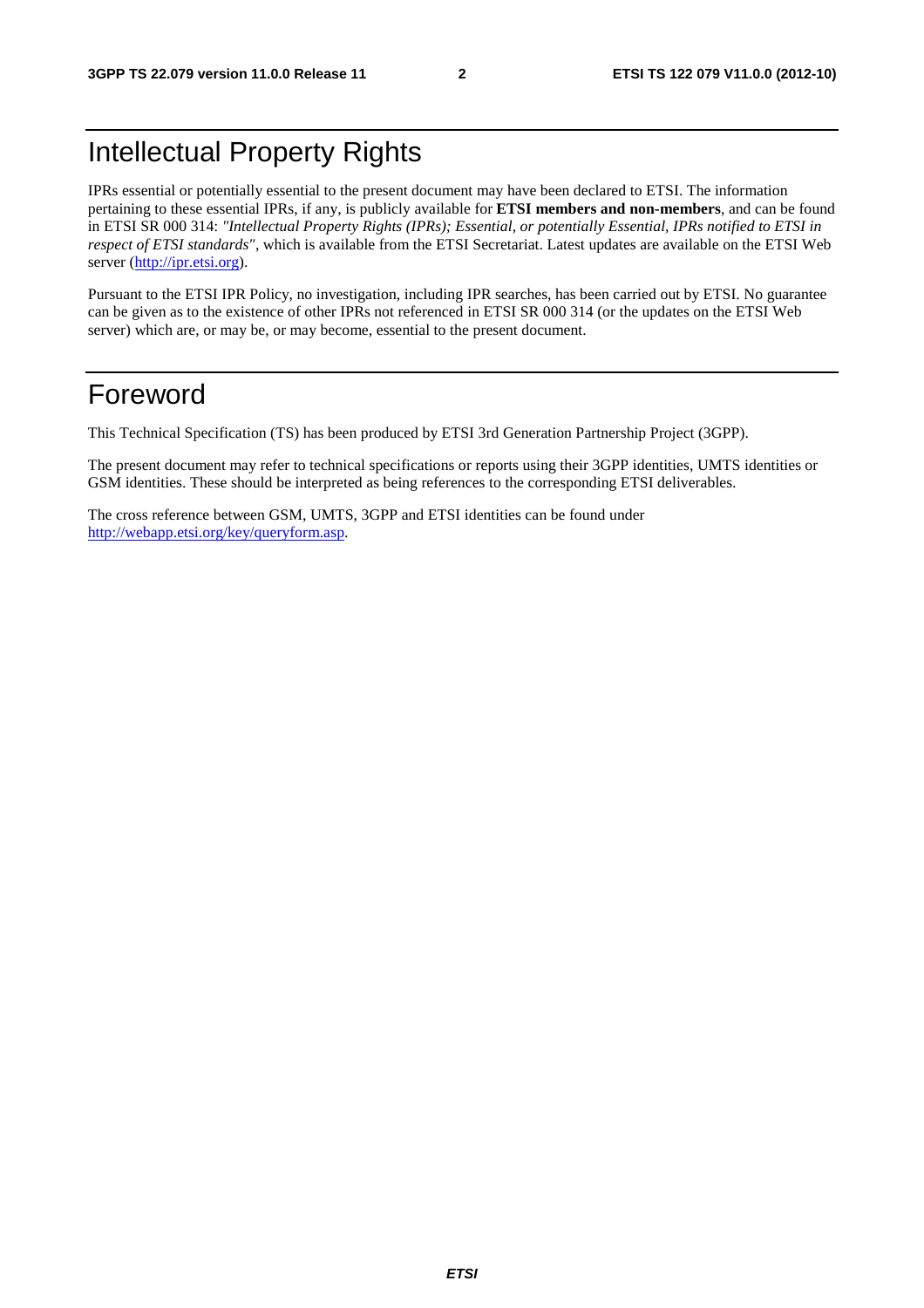# Intellectual Property Rights

IPRs essential or potentially essential to the present document may have been declared to ETSI. The information pertaining to these essential IPRs, if any, is publicly available for **ETSI members and non-members**, and can be found in ETSI SR 000 314: *"Intellectual Property Rights (IPRs); Essential, or potentially Essential, IPRs notified to ETSI in respect of ETSI standards"*, which is available from the ETSI Secretariat. Latest updates are available on the ETSI Web server (http://ipr.etsi.org).

Pursuant to the ETSI IPR Policy, no investigation, including IPR searches, has been carried out by ETSI. No guarantee can be given as to the existence of other IPRs not referenced in ETSI SR 000 314 (or the updates on the ETSI Web server) which are, or may be, or may become, essential to the present document.

# Foreword

This Technical Specification (TS) has been produced by ETSI 3rd Generation Partnership Project (3GPP).

The present document may refer to technical specifications or reports using their 3GPP identities, UMTS identities or GSM identities. These should be interpreted as being references to the corresponding ETSI deliverables.

The cross reference between GSM, UMTS, 3GPP and ETSI identities can be found under http://webapp.etsi.org/key/queryform.asp.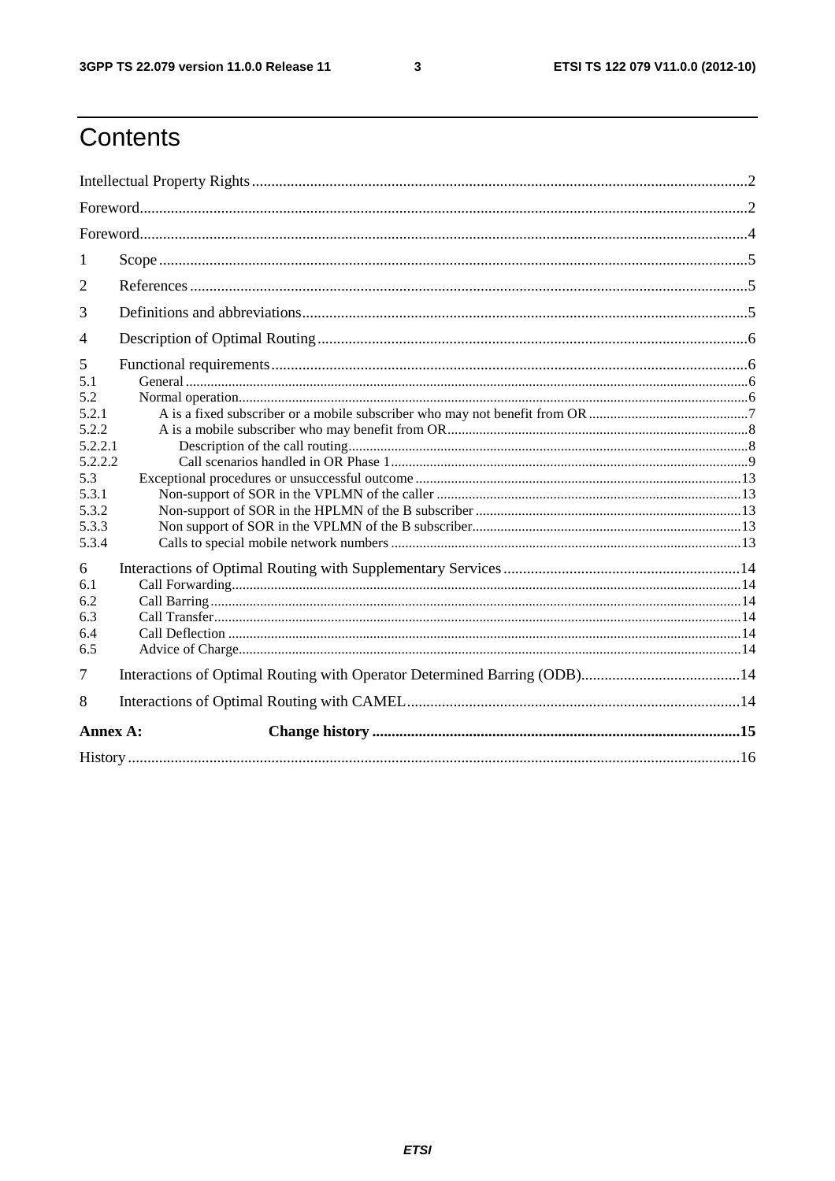# Contents

Intellectual Property Rights ..... 2

Foreword ..... 2

Foreword ..... 4

1 Scope ..... 5

2 References ..... 5

3 Definitions and abbreviations ..... 5

4 Description of Optimal Routing ..... 6

5 Functional requirements ..... 6

5.1 General ..... 6

5.2 Normal operation ..... 6

5.2.1 A is a fixed subscriber or a mobile subscriber who may not benefit from OR ..... 7

5.2.2 A is a mobile subscriber who may benefit from OR ..... 8

5.2.2.1 Description of the call routing ..... 8

5.2.2.2 Call scenarios handled in OR Phase 1 ..... 9

5.3 Exceptional procedures or unsuccessful outcome ..... 13

5.3.1 Non-support of SOR in the VPLMN of the caller ..... 13

5.3.2 Non-support of SOR in the HPLMN of the B subscriber ..... 13

5.3.3 Non support of SOR in the VPLMN of the B subscriber ..... 13

5.3.4 Calls to special mobile network numbers ..... 13

6 Interactions of Optimal Routing with Supplementary Services ..... 14

6.1 Call Forwarding ..... 14

6.2 Call Barring ..... 14

6.3 Call Transfer ..... 14

6.4 Call Deflection ..... 14

6.5 Advice of Charge ..... 14

7 Interactions of Optimal Routing with Operator Determined Barring (ODB) ..... 14

8 Interactions of Optimal Routing with CAMEL ..... 14

**Annex A: Change history ..... 15**

History ..... 16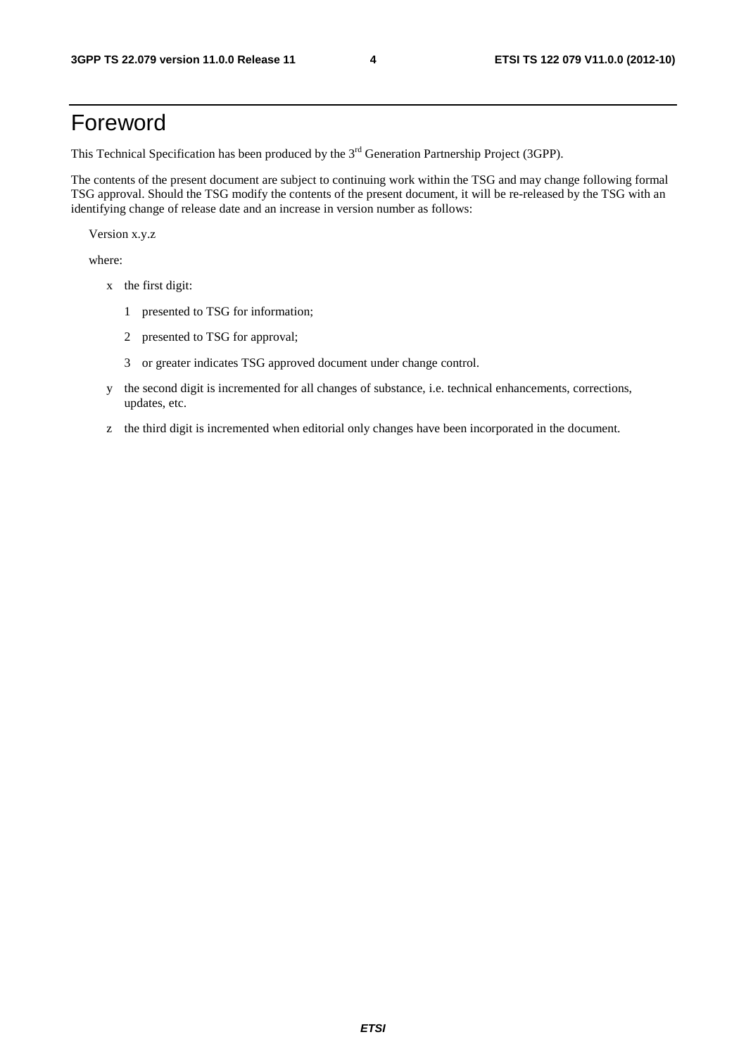# Foreword

This Technical Specification has been produced by the 3rd Generation Partnership Project (3GPP).

The contents of the present document are subject to continuing work within the TSG and may change following formal TSG approval. Should the TSG modify the contents of the present document, it will be re-released by the TSG with an identifying change of release date and an increase in version number as follows:

Version x.y.z

where:

- x the first digit:
  - 1 presented to TSG for information;
  - 2 presented to TSG for approval;
  - 3 or greater indicates TSG approved document under change control.
- y the second digit is incremented for all changes of substance, i.e. technical enhancements, corrections, updates, etc.
- z the third digit is incremented when editorial only changes have been incorporated in the document.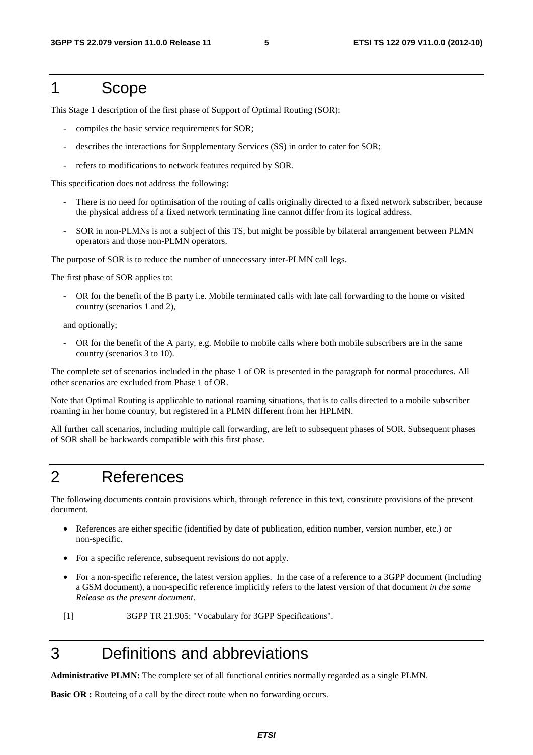# 1 Scope

This Stage 1 description of the first phase of Support of Optimal Routing (SOR):

- compiles the basic service requirements for SOR;
- describes the interactions for Supplementary Services (SS) in order to cater for SOR;
- refers to modifications to network features required by SOR.

This specification does not address the following:

- There is no need for optimisation of the routing of calls originally directed to a fixed network subscriber, because the physical address of a fixed network terminating line cannot differ from its logical address.
- SOR in non-PLMNs is not a subject of this TS, but might be possible by bilateral arrangement between PLMN operators and those non-PLMN operators.

The purpose of SOR is to reduce the number of unnecessary inter-PLMN call legs.

The first phase of SOR applies to:

- OR for the benefit of the B party i.e. Mobile terminated calls with late call forwarding to the home or visited country (scenarios 1 and 2),

and optionally;

- OR for the benefit of the A party, e.g. Mobile to mobile calls where both mobile subscribers are in the same country (scenarios 3 to 10).

The complete set of scenarios included in the phase 1 of OR is presented in the paragraph for normal procedures. All other scenarios are excluded from Phase 1 of OR.

Note that Optimal Routing is applicable to national roaming situations, that is to calls directed to a mobile subscriber roaming in her home country, but registered in a PLMN different from her HPLMN.

All further call scenarios, including multiple call forwarding, are left to subsequent phases of SOR. Subsequent phases of SOR shall be backwards compatible with this first phase.

# 2 References

The following documents contain provisions which, through reference in this text, constitute provisions of the present document.

- References are either specific (identified by date of publication, edition number, version number, etc.) or non-specific.
- For a specific reference, subsequent revisions do not apply.
- For a non-specific reference, the latest version applies. In the case of a reference to a 3GPP document (including a GSM document), a non-specific reference implicitly refers to the latest version of that document *in the same Release as the present document*.

[1] 3GPP TR 21.905: "Vocabulary for 3GPP Specifications".

# 3 Definitions and abbreviations

**Administrative PLMN:** The complete set of all functional entities normally regarded as a single PLMN.

**Basic OR :** Routeing of a call by the direct route when no forwarding occurs.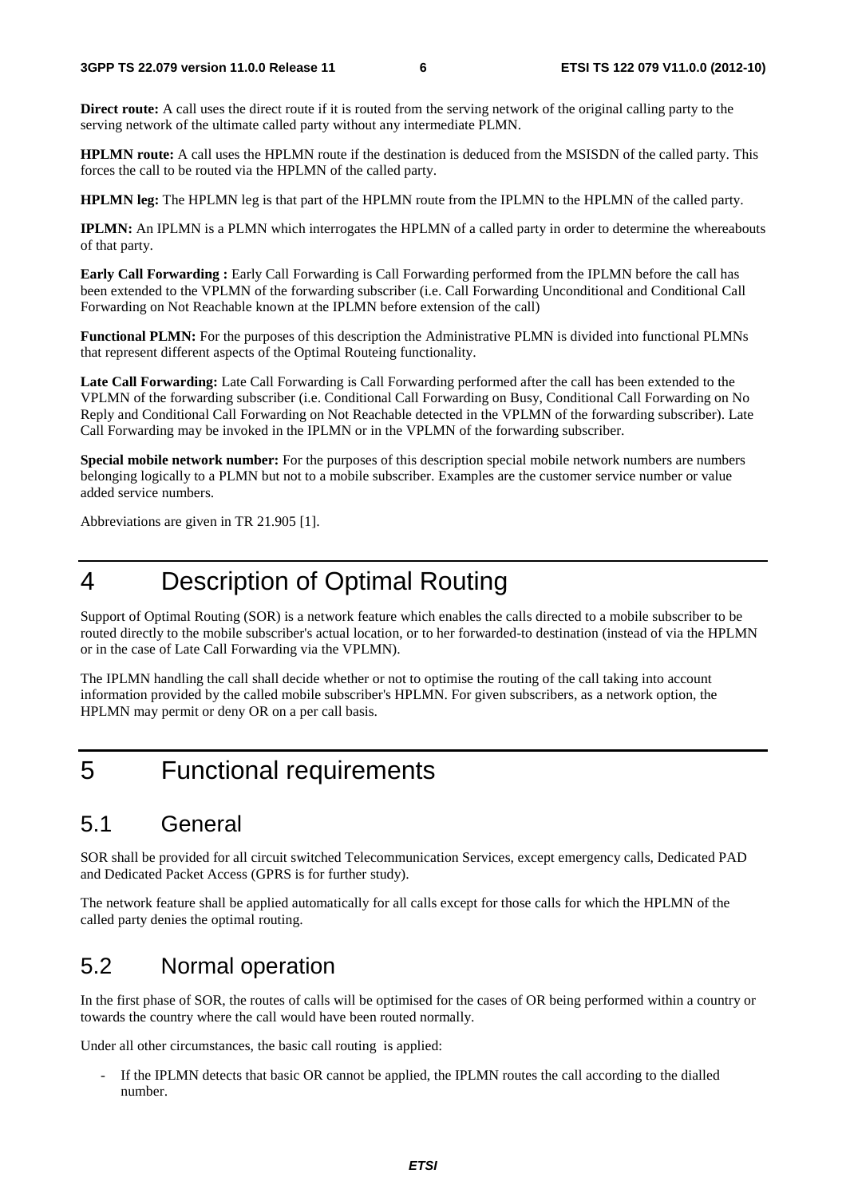**Direct route:** A call uses the direct route if it is routed from the serving network of the original calling party to the serving network of the ultimate called party without any intermediate PLMN.

**HPLMN route:** A call uses the HPLMN route if the destination is deduced from the MSISDN of the called party. This forces the call to be routed via the HPLMN of the called party.

**HPLMN leg:** The HPLMN leg is that part of the HPLMN route from the IPLMN to the HPLMN of the called party.

**IPLMN:** An IPLMN is a PLMN which interrogates the HPLMN of a called party in order to determine the whereabouts of that party.

**Early Call Forwarding :** Early Call Forwarding is Call Forwarding performed from the IPLMN before the call has been extended to the VPLMN of the forwarding subscriber (i.e. Call Forwarding Unconditional and Conditional Call Forwarding on Not Reachable known at the IPLMN before extension of the call)

**Functional PLMN:** For the purposes of this description the Administrative PLMN is divided into functional PLMNs that represent different aspects of the Optimal Routeing functionality.

**Late Call Forwarding:** Late Call Forwarding is Call Forwarding performed after the call has been extended to the VPLMN of the forwarding subscriber (i.e. Conditional Call Forwarding on Busy, Conditional Call Forwarding on No Reply and Conditional Call Forwarding on Not Reachable detected in the VPLMN of the forwarding subscriber). Late Call Forwarding may be invoked in the IPLMN or in the VPLMN of the forwarding subscriber.

**Special mobile network number:** For the purposes of this description special mobile network numbers are numbers belonging logically to a PLMN but not to a mobile subscriber. Examples are the customer service number or value added service numbers.

Abbreviations are given in TR 21.905 [1].

# 4 Description of Optimal Routing

Support of Optimal Routing (SOR) is a network feature which enables the calls directed to a mobile subscriber to be routed directly to the mobile subscriber's actual location, or to her forwarded-to destination (instead of via the HPLMN or in the case of Late Call Forwarding via the VPLMN).

The IPLMN handling the call shall decide whether or not to optimise the routing of the call taking into account information provided by the called mobile subscriber's HPLMN. For given subscribers, as a network option, the HPLMN may permit or deny OR on a per call basis.

# 5 Functional requirements

## 5.1 General

SOR shall be provided for all circuit switched Telecommunication Services, except emergency calls, Dedicated PAD and Dedicated Packet Access (GPRS is for further study).

The network feature shall be applied automatically for all calls except for those calls for which the HPLMN of the called party denies the optimal routing.

## 5.2 Normal operation

In the first phase of SOR, the routes of calls will be optimised for the cases of OR being performed within a country or towards the country where the call would have been routed normally.

Under all other circumstances, the basic call routing is applied:

- If the IPLMN detects that basic OR cannot be applied, the IPLMN routes the call according to the dialled number.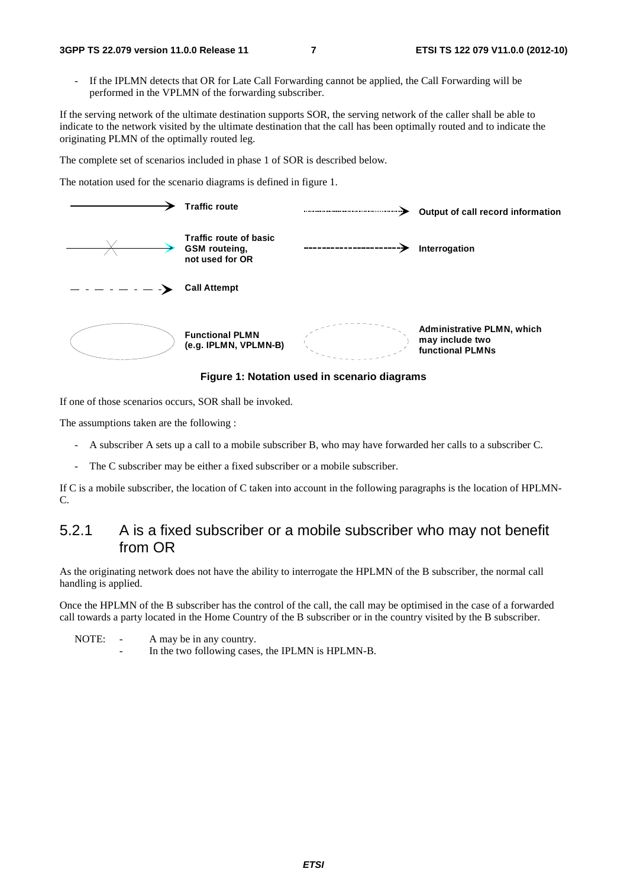- If the IPLMN detects that OR for Late Call Forwarding cannot be applied, the Call Forwarding will be performed in the VPLMN of the forwarding subscriber.

If the serving network of the ultimate destination supports SOR, the serving network of the caller shall be able to indicate to the network visited by the ultimate destination that the call has been optimally routed and to indicate the originating PLMN of the optimally routed leg.

The complete set of scenarios included in phase 1 of SOR is described below.

The notation used for the scenario diagrams is defined in figure 1.

Traffic route

Output of call record information

Traffic route of basic GSM routeing, not used for OR

Interrogation

Call Attempt

Functional PLMN (e.g. IPLMN, VPLMN-B)

Administrative PLMN, which may include two functional PLMNs

**Figure 1: Notation used in scenario diagrams**

If one of those scenarios occurs, SOR shall be invoked.

The assumptions taken are the following :

- A subscriber A sets up a call to a mobile subscriber B, who may have forwarded her calls to a subscriber C.
- The C subscriber may be either a fixed subscriber or a mobile subscriber.

If C is a mobile subscriber, the location of C taken into account in the following paragraphs is the location of HPLMN-C.

### 5.2.1 A is a fixed subscriber or a mobile subscriber who may not benefit from OR

As the originating network does not have the ability to interrogate the HPLMN of the B subscriber, the normal call handling is applied.

Once the HPLMN of the B subscriber has the control of the call, the call may be optimised in the case of a forwarded call towards a party located in the Home Country of the B subscriber or in the country visited by the B subscriber.

NOTE:
- A may be in any country.
- In the two following cases, the IPLMN is HPLMN-B.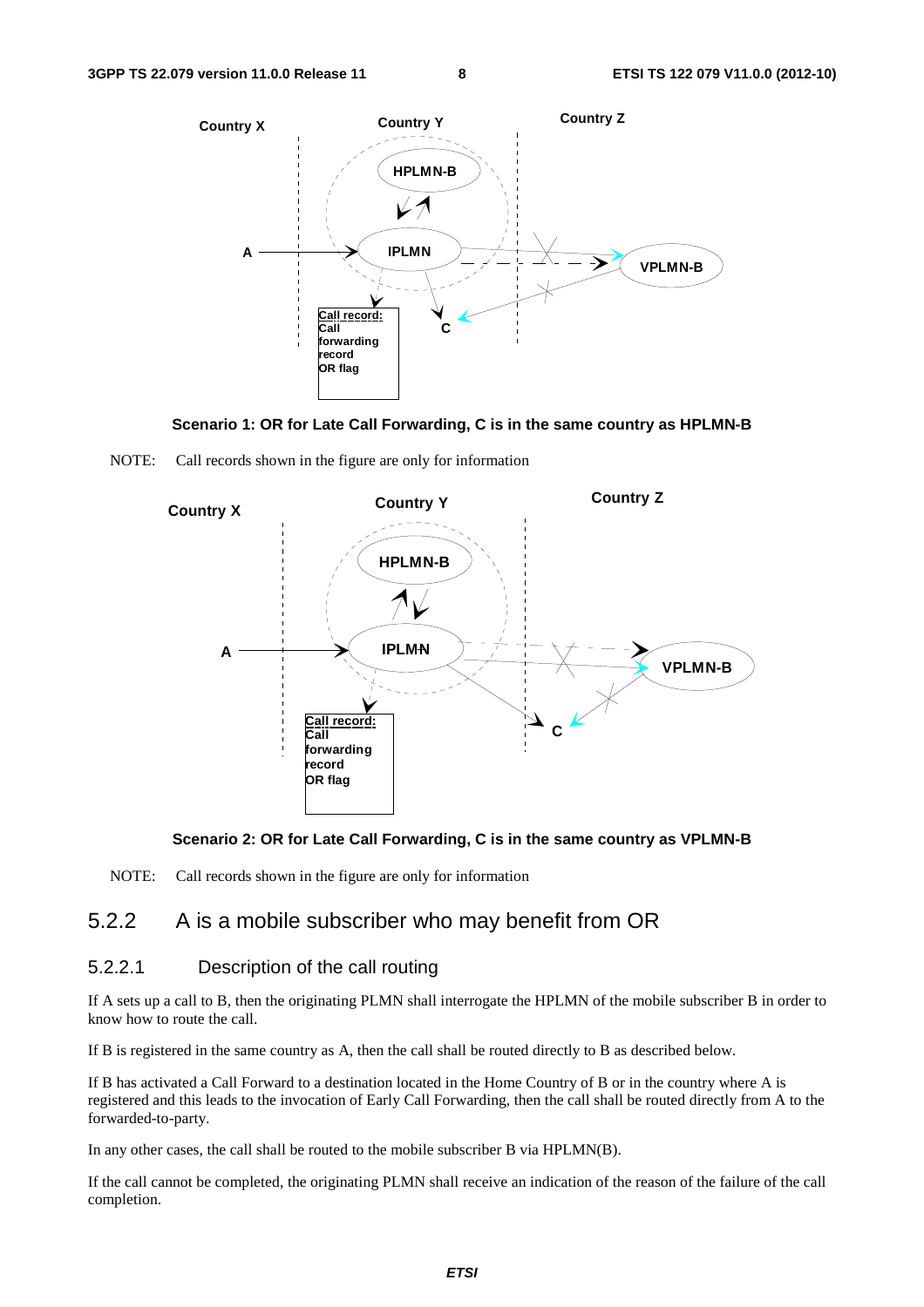**Scenario 1: OR for Late Call Forwarding, C is in the same country as HPLMN-B**

NOTE: Call records shown in the figure are only for information

**Scenario 2: OR for Late Call Forwarding, C is in the same country as VPLMN-B**

NOTE: Call records shown in the figure are only for information

### 5.2.2 A is a mobile subscriber who may benefit from OR

#### 5.2.2.1 Description of the call routing

If A sets up a call to B, then the originating PLMN shall interrogate the HPLMN of the mobile subscriber B in order to know how to route the call.

If B is registered in the same country as A, then the call shall be routed directly to B as described below.

If B has activated a Call Forward to a destination located in the Home Country of B or in the country where A is registered and this leads to the invocation of Early Call Forwarding, then the call shall be routed directly from A to the forwarded-to-party.

In any other cases, the call shall be routed to the mobile subscriber B via HPLMN(B).

If the call cannot be completed, the originating PLMN shall receive an indication of the reason of the failure of the call completion.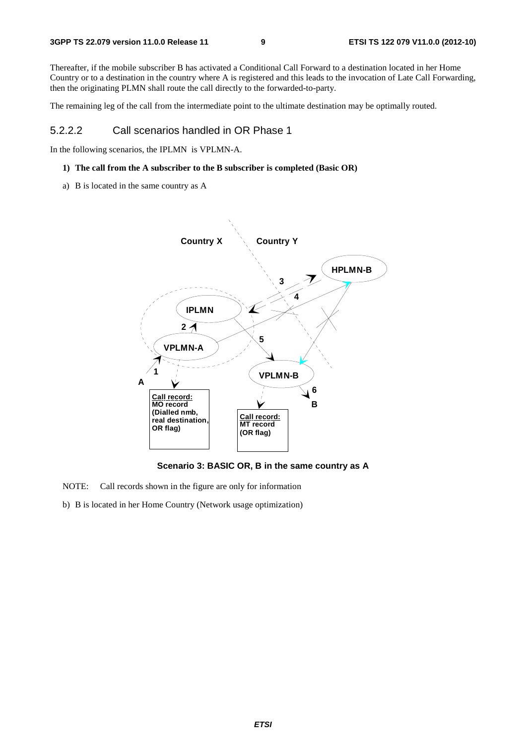Thereafter, if the mobile subscriber B has activated a Conditional Call Forward to a destination located in her Home Country or to a destination in the country where A is registered and this leads to the invocation of Late Call Forwarding, then the originating PLMN shall route the call directly to the forwarded-to-party.

The remaining leg of the call from the intermediate point to the ultimate destination may be optimally routed.

### 5.2.2.2 Call scenarios handled in OR Phase 1

In the following scenarios, the IPLMN is VPLMN-A.

**1) The call from the A subscriber to the B subscriber is completed (Basic OR)**

a) B is located in the same country as A

**Scenario 3: BASIC OR, B in the same country as A**

NOTE: Call records shown in the figure are only for information

b) B is located in her Home Country (Network usage optimization)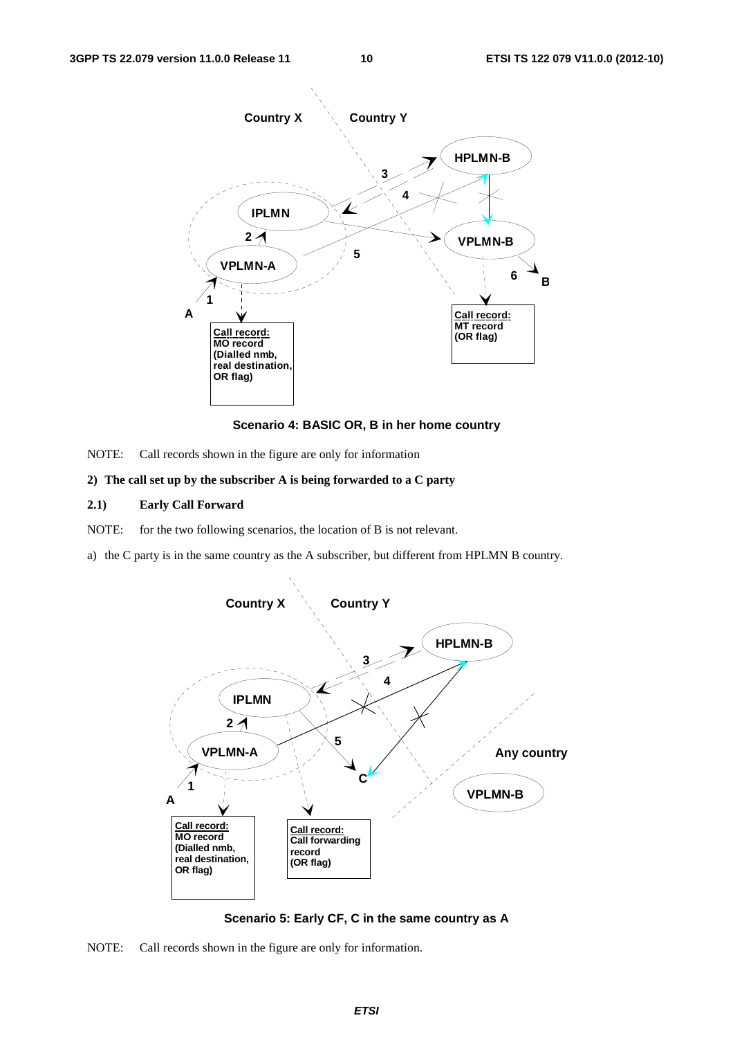**Scenario 4: BASIC OR, B in her home country**

NOTE: Call records shown in the figure are only for information

**2) The call set up by the subscriber A is being forwarded to a C party**

**2.1) Early Call Forward**

NOTE: for the two following scenarios, the location of B is not relevant.

a) the C party is in the same country as the A subscriber, but different from HPLMN B country.

**Scenario 5: Early CF, C in the same country as A**

NOTE: Call records shown in the figure are only for information.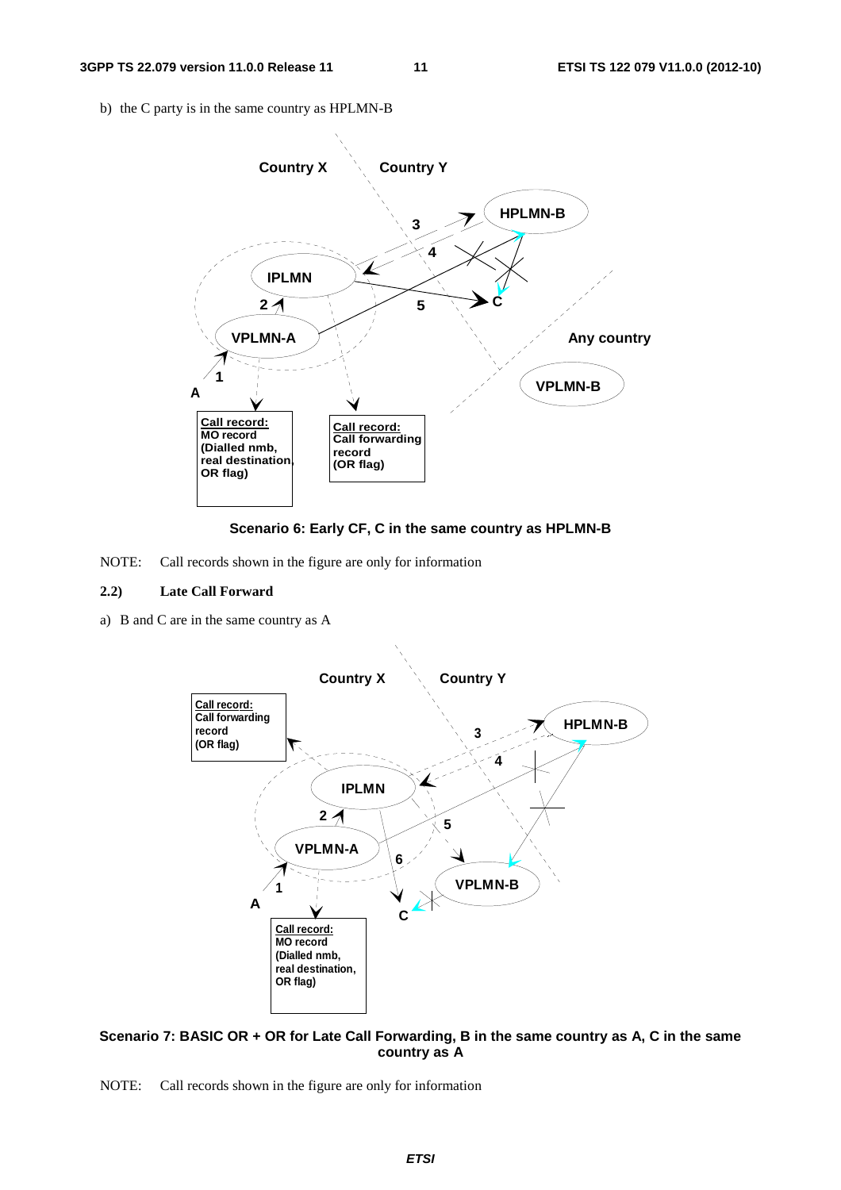b) the C party is in the same country as HPLMN-B

**Scenario 6: Early CF, C in the same country as HPLMN-B**

NOTE: Call records shown in the figure are only for information

**2.2) Late Call Forward**

a) B and C are in the same country as A

**Scenario 7: BASIC OR + OR for Late Call Forwarding, B in the same country as A, C in the same country as A**

NOTE: Call records shown in the figure are only for information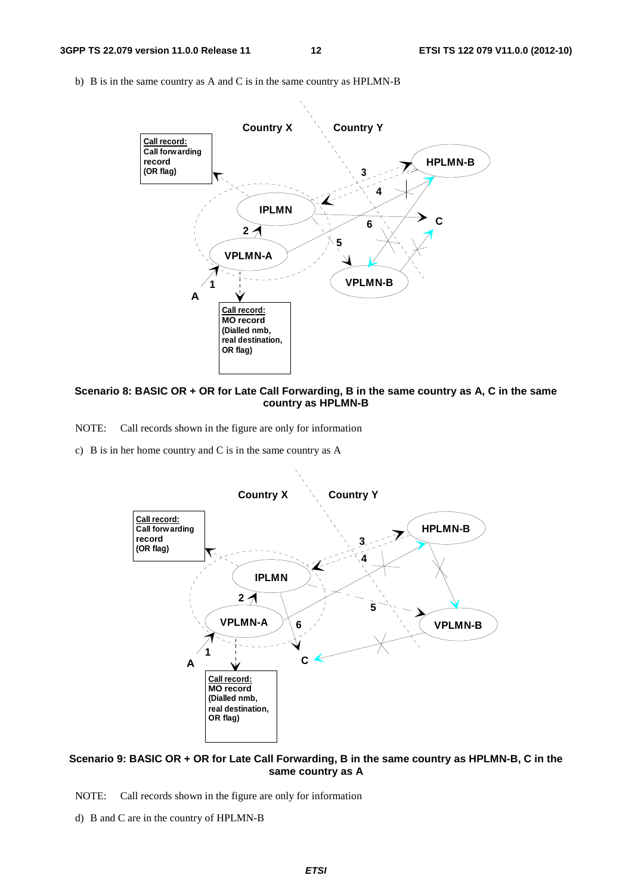b) B is in the same country as A and C is in the same country as HPLMN-B

**Scenario 8: BASIC OR + OR for Late Call Forwarding, B in the same country as A, C in the same country as HPLMN-B**

NOTE: Call records shown in the figure are only for information

c) B is in her home country and C is in the same country as A

**Scenario 9: BASIC OR + OR for Late Call Forwarding, B in the same country as HPLMN-B, C in the same country as A**

NOTE: Call records shown in the figure are only for information

d) B and C are in the country of HPLMN-B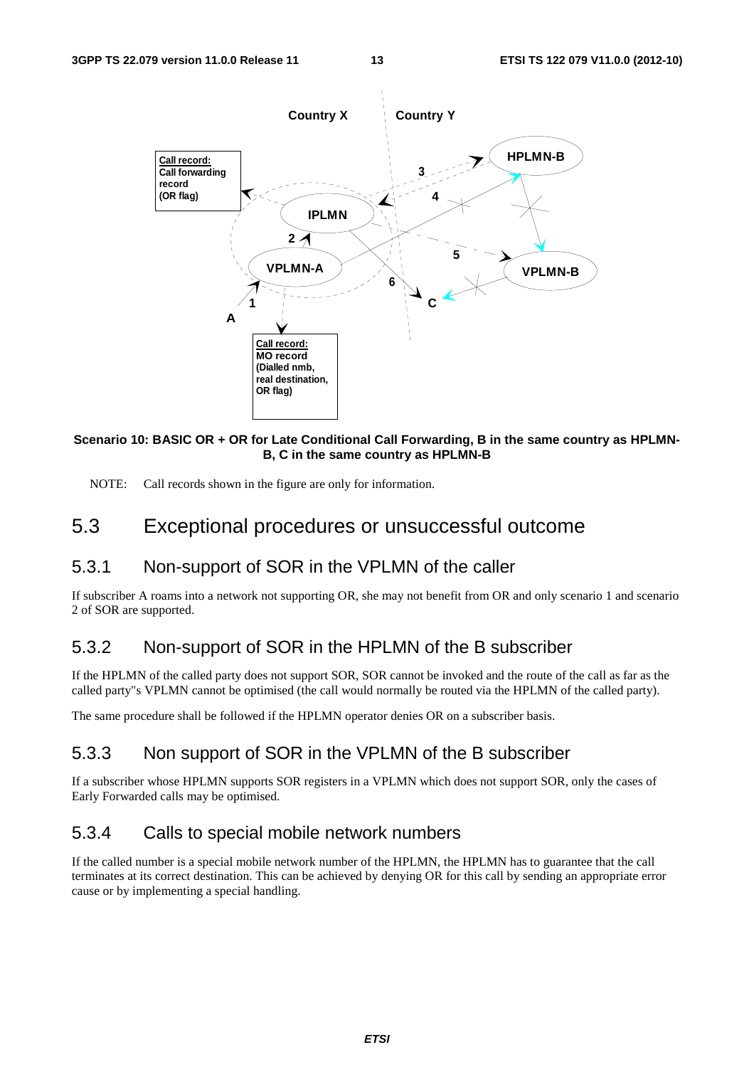**Scenario 10: BASIC OR + OR for Late Conditional Call Forwarding, B in the same country as HPLMN-B, C in the same country as HPLMN-B**

NOTE: Call records shown in the figure are only for information.

## 5.3 Exceptional procedures or unsuccessful outcome

### 5.3.1 Non-support of SOR in the VPLMN of the caller

If subscriber A roams into a network not supporting OR, she may not benefit from OR and only scenario 1 and scenario 2 of SOR are supported.

### 5.3.2 Non-support of SOR in the HPLMN of the B subscriber

If the HPLMN of the called party does not support SOR, SOR cannot be invoked and the route of the call as far as the called party"s VPLMN cannot be optimised (the call would normally be routed via the HPLMN of the called party).

The same procedure shall be followed if the HPLMN operator denies OR on a subscriber basis.

### 5.3.3 Non support of SOR in the VPLMN of the B subscriber

If a subscriber whose HPLMN supports SOR registers in a VPLMN which does not support SOR, only the cases of Early Forwarded calls may be optimised.

### 5.3.4 Calls to special mobile network numbers

If the called number is a special mobile network number of the HPLMN, the HPLMN has to guarantee that the call terminates at its correct destination. This can be achieved by denying OR for this call by sending an appropriate error cause or by implementing a special handling.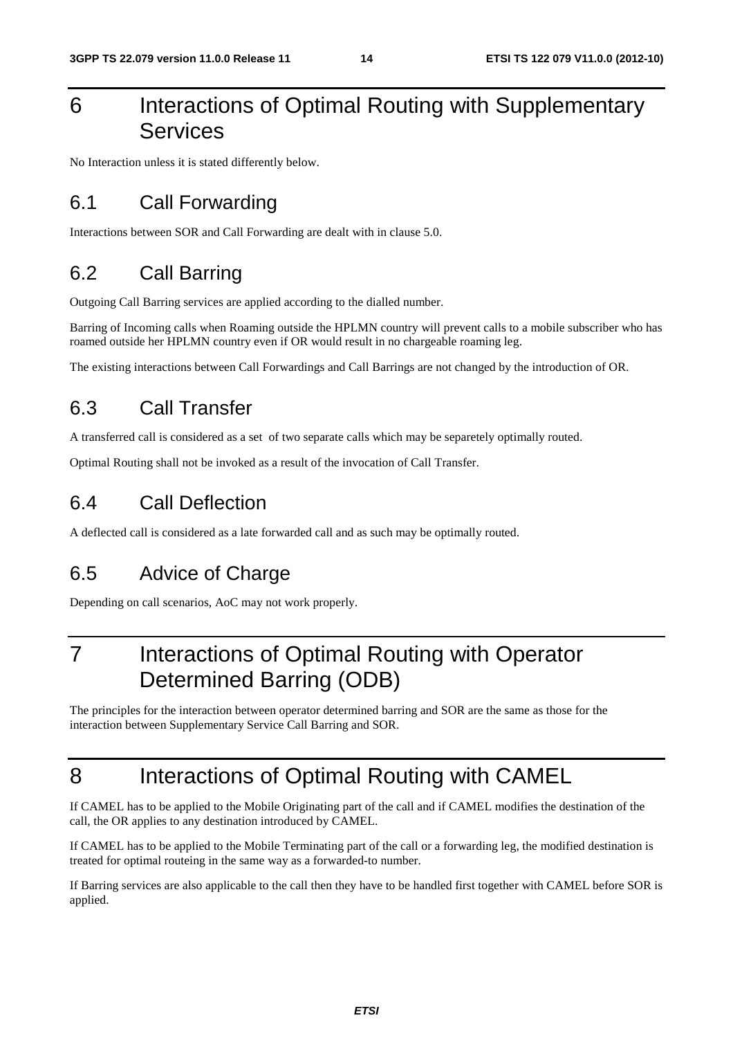# 6 Interactions of Optimal Routing with Supplementary Services

No Interaction unless it is stated differently below.

## 6.1 Call Forwarding

Interactions between SOR and Call Forwarding are dealt with in clause 5.0.

## 6.2 Call Barring

Outgoing Call Barring services are applied according to the dialled number.

Barring of Incoming calls when Roaming outside the HPLMN country will prevent calls to a mobile subscriber who has roamed outside her HPLMN country even if OR would result in no chargeable roaming leg.

The existing interactions between Call Forwardings and Call Barrings are not changed by the introduction of OR.

## 6.3 Call Transfer

A transferred call is considered as a set of two separate calls which may be separetely optimally routed.

Optimal Routing shall not be invoked as a result of the invocation of Call Transfer.

## 6.4 Call Deflection

A deflected call is considered as a late forwarded call and as such may be optimally routed.

## 6.5 Advice of Charge

Depending on call scenarios, AoC may not work properly.

# 7 Interactions of Optimal Routing with Operator Determined Barring (ODB)

The principles for the interaction between operator determined barring and SOR are the same as those for the interaction between Supplementary Service Call Barring and SOR.

# 8 Interactions of Optimal Routing with CAMEL

If CAMEL has to be applied to the Mobile Originating part of the call and if CAMEL modifies the destination of the call, the OR applies to any destination introduced by CAMEL.

If CAMEL has to be applied to the Mobile Terminating part of the call or a forwarding leg, the modified destination is treated for optimal routeing in the same way as a forwarded-to number.

If Barring services are also applicable to the call then they have to be handled first together with CAMEL before SOR is applied.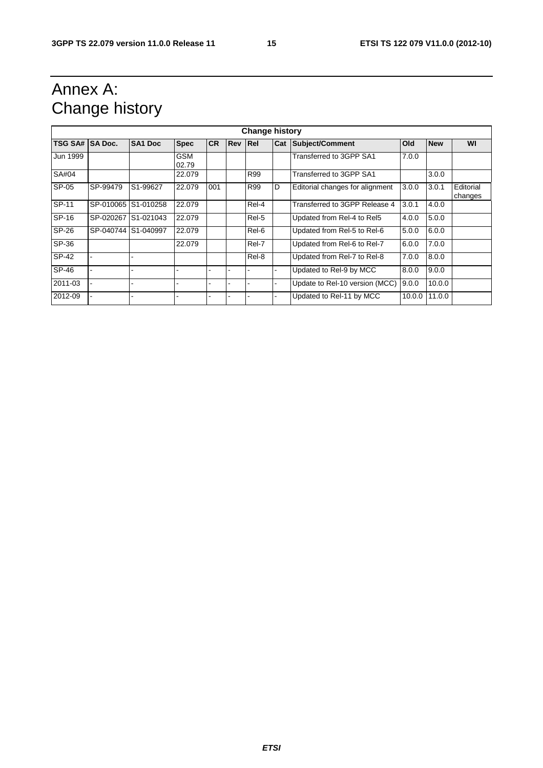# Annex A: Change history

| Change history | | | | | | | | | | | |
|---|---|---|---|---|---|---|---|---|---|---|---|
| **TSG SA#** | **SA Doc.** | **SA1 Doc** | **Spec** | **CR** | **Rev** | **Rel** | **Cat** | **Subject/Comment** | **Old** | **New** | **WI** |
| Jun 1999 | | | GSM 02.79 | | | | | Transferred to 3GPP SA1 | 7.0.0 | | |
| SA#04 | | | 22.079 | | | R99 | | Transferred to 3GPP SA1 | | 3.0.0 | |
| SP-05 | SP-99479 | S1-99627 | 22.079 | 001 | | R99 | D | Editorial changes for alignment | 3.0.0 | 3.0.1 | Editorial changes |
| SP-11 | SP-010065 | S1-010258 | 22.079 | | | Rel-4 | | Transferred to 3GPP Release 4 | 3.0.1 | 4.0.0 | |
| SP-16 | SP-020267 | S1-021043 | 22.079 | | | Rel-5 | | Updated from Rel-4 to Rel5 | 4.0.0 | 5.0.0 | |
| SP-26 | SP-040744 | S1-040997 | 22.079 | | | Rel-6 | | Updated from Rel-5 to Rel-6 | 5.0.0 | 6.0.0 | |
| SP-36 | | | 22.079 | | | Rel-7 | | Updated from Rel-6 to Rel-7 | 6.0.0 | 7.0.0 | |
| SP-42 | - | - | | | | Rel-8 | | Updated from Rel-7 to Rel-8 | 7.0.0 | 8.0.0 | |
| SP-46 | - | - | - | - | - | - | - | Updated to Rel-9 by MCC | 8.0.0 | 9.0.0 | |
| 2011-03 | - | - | - | - | - | - | - | Update to Rel-10 version (MCC) | 9.0.0 | 10.0.0 | |
| 2012-09 | - | - | - | - | - | - | - | Updated to Rel-11 by MCC | 10.0.0 | 11.0.0 | |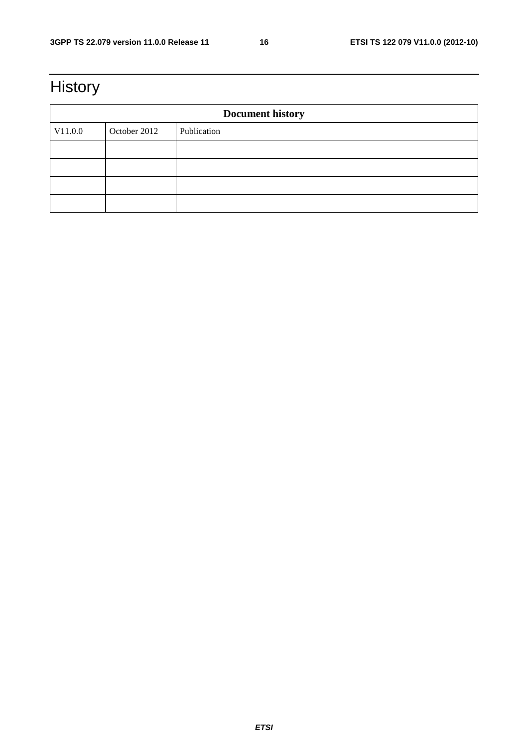# History

| Document history | | |
|---|---|---|
| V11.0.0 | October 2012 | Publication |
| | | |
| | | |
| | | |
| | | |